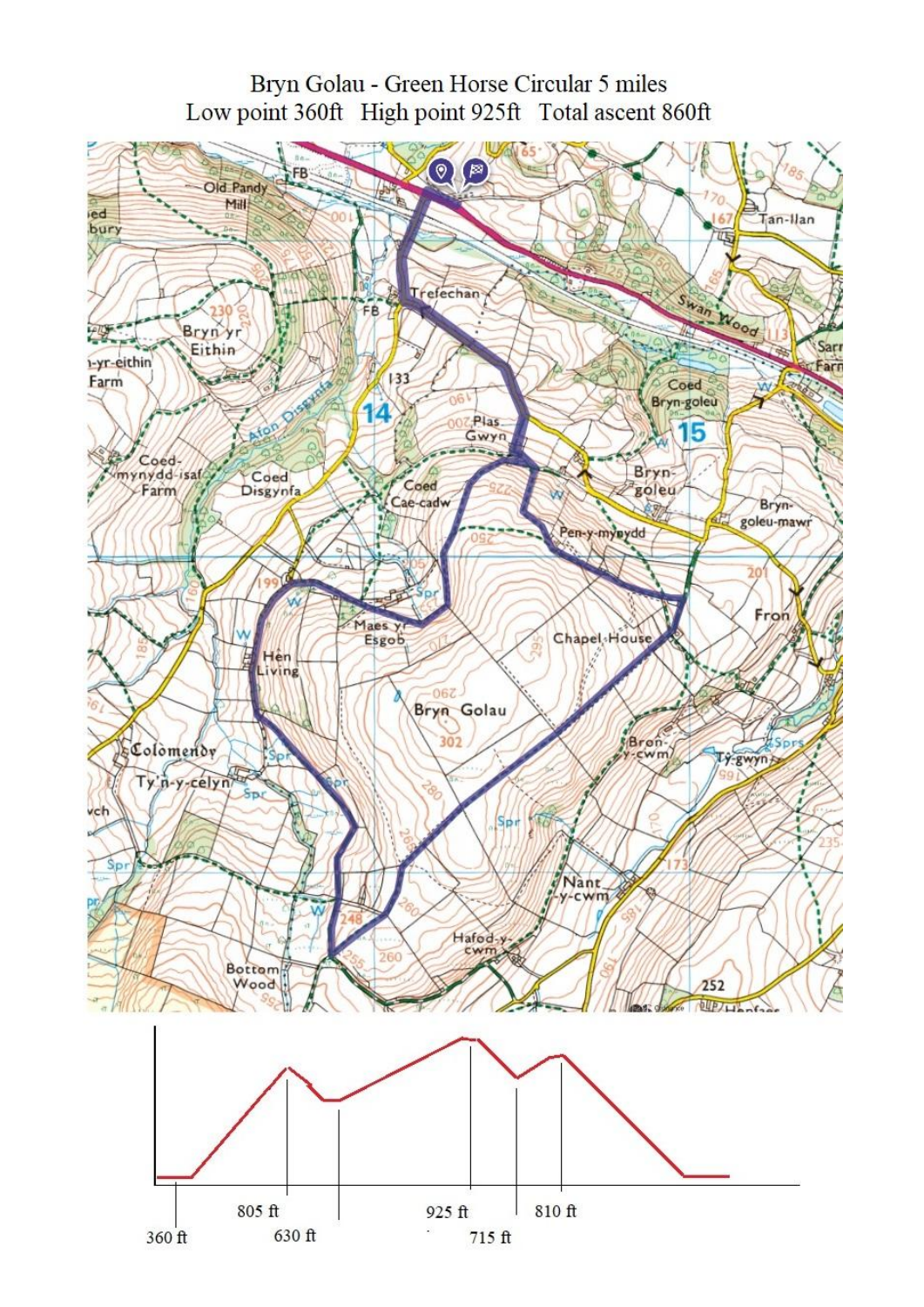# Bryn Golau - Green Horse Circular 5 miles

Low point 360ft High point 925ft Total ascent 860ft

360 ft
805 ft
630 ft
925 ft
715 ft
810 ft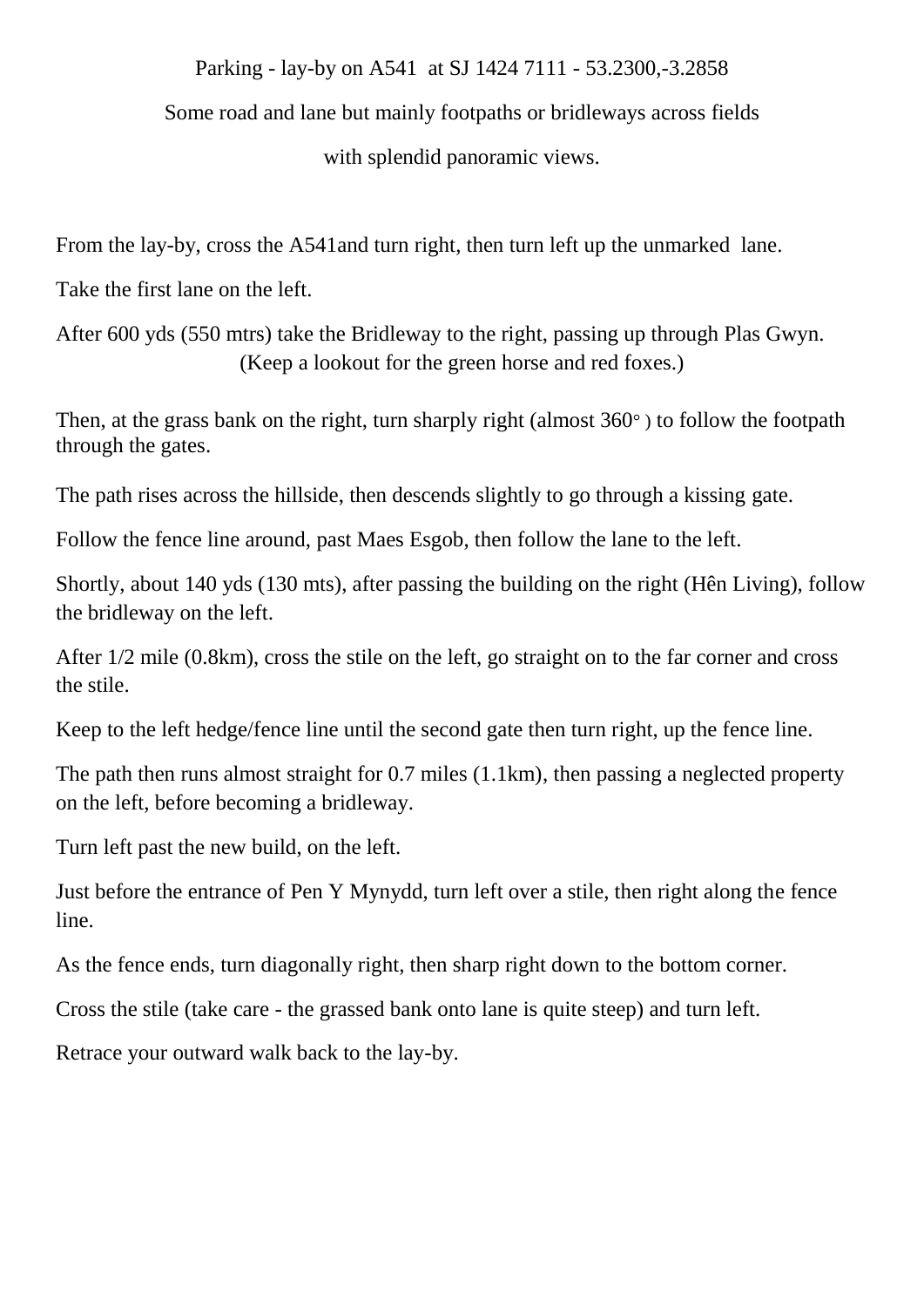Parking - lay-by on A541 at SJ 1424 7111 - 53.2300,-3.2858

Some road and lane but mainly footpaths or bridleways across fields

with splendid panoramic views.

From the lay-by, cross the A541and turn right, then turn left up the unmarked lane.

Take the first lane on the left.

After 600 yds (550 mtrs) take the Bridleway to the right, passing up through Plas Gwyn.
(Keep a lookout for the green horse and red foxes.)

Then, at the grass bank on the right, turn sharply right (almost 360° ) to follow the footpath through the gates.

The path rises across the hillside, then descends slightly to go through a kissing gate.

Follow the fence line around, past Maes Esgob, then follow the lane to the left.

Shortly, about 140 yds (130 mts), after passing the building on the right (Hên Living), follow the bridleway on the left.

After 1/2 mile (0.8km), cross the stile on the left, go straight on to the far corner and cross the stile.

Keep to the left hedge/fence line until the second gate then turn right, up the fence line.

The path then runs almost straight for 0.7 miles (1.1km), then passing a neglected property on the left, before becoming a bridleway.

Turn left past the new build, on the left.

Just before the entrance of Pen Y Mynydd, turn left over a stile, then right along the fence line.

As the fence ends, turn diagonally right, then sharp right down to the bottom corner.

Cross the stile (take care - the grassed bank onto lane is quite steep) and turn left.

Retrace your outward walk back to the lay-by.